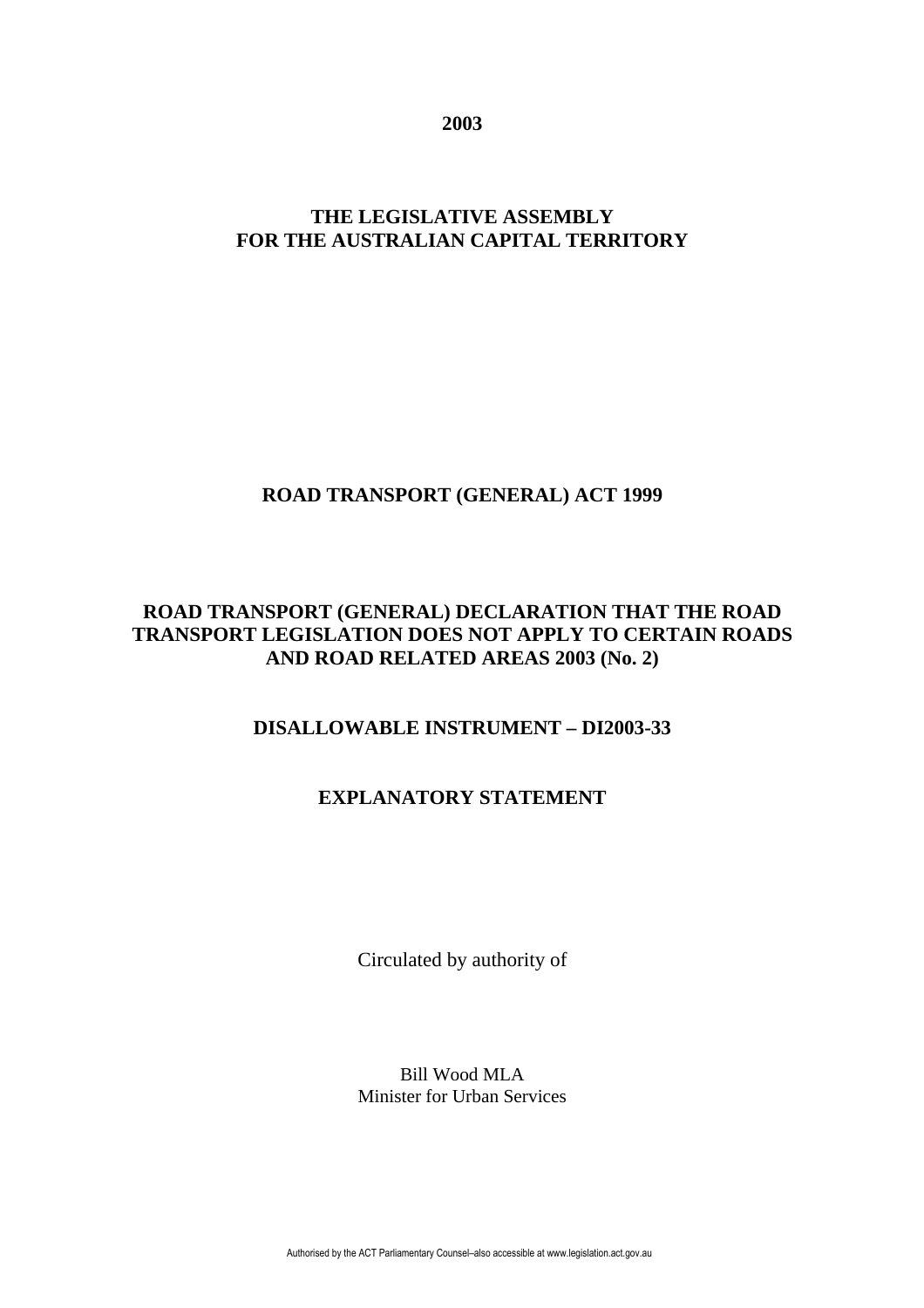**2003**

**THE LEGISLATIVE ASSEMBLY FOR THE AUSTRALIAN CAPITAL TERRITORY**

**ROAD TRANSPORT (GENERAL) ACT 1999**

**ROAD TRANSPORT (GENERAL) DECLARATION THAT THE ROAD TRANSPORT LEGISLATION DOES NOT APPLY TO CERTAIN ROADS AND ROAD RELATED AREAS 2003 (No. 2)**

**DISALLOWABLE INSTRUMENT – DI2003-33**

**EXPLANATORY STATEMENT**

Circulated by authority of

Bill Wood MLA
Minister for Urban Services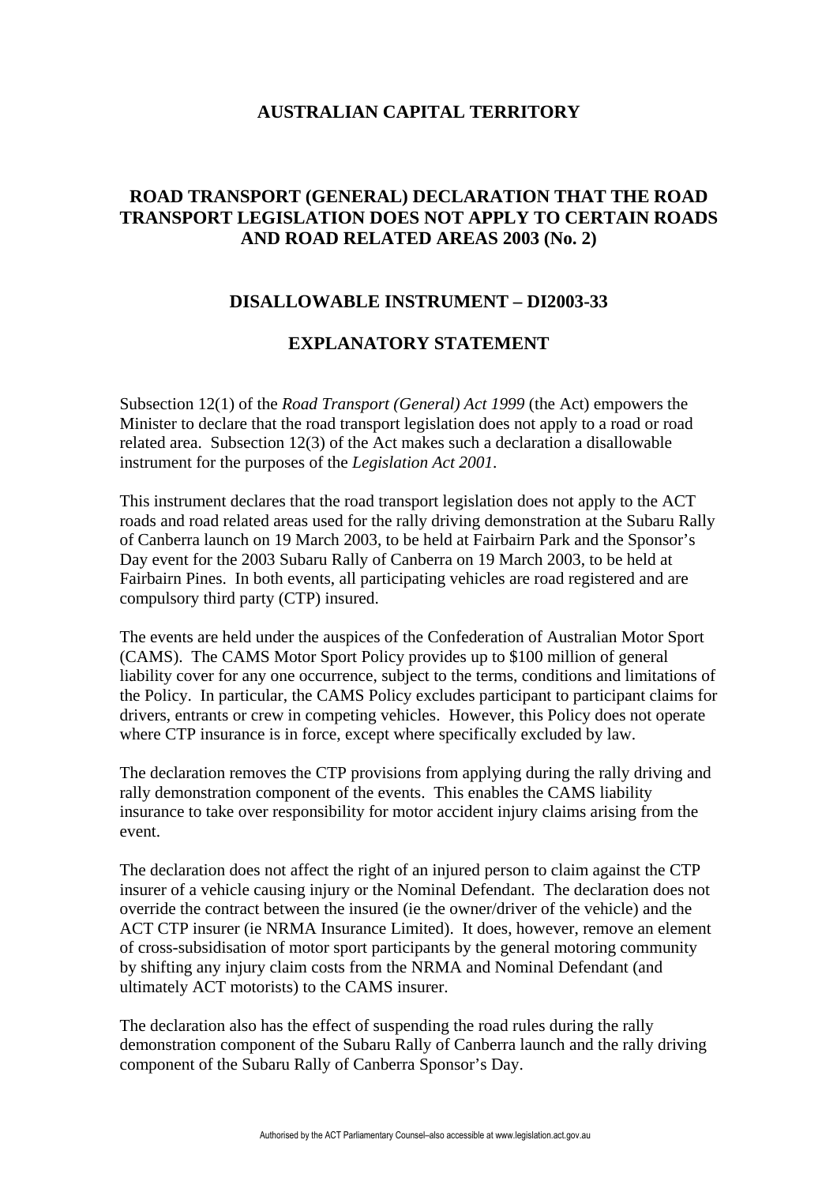# AUSTRALIAN CAPITAL TERRITORY

## ROAD TRANSPORT (GENERAL) DECLARATION THAT THE ROAD TRANSPORT LEGISLATION DOES NOT APPLY TO CERTAIN ROADS AND ROAD RELATED AREAS 2003 (No. 2)

## DISALLOWABLE INSTRUMENT – DI2003-33

## EXPLANATORY STATEMENT

Subsection 12(1) of the *Road Transport (General) Act 1999* (the Act) empowers the Minister to declare that the road transport legislation does not apply to a road or road related area. Subsection 12(3) of the Act makes such a declaration a disallowable instrument for the purposes of the *Legislation Act 2001*.

This instrument declares that the road transport legislation does not apply to the ACT roads and road related areas used for the rally driving demonstration at the Subaru Rally of Canberra launch on 19 March 2003, to be held at Fairbairn Park and the Sponsor's Day event for the 2003 Subaru Rally of Canberra on 19 March 2003, to be held at Fairbairn Pines. In both events, all participating vehicles are road registered and are compulsory third party (CTP) insured.

The events are held under the auspices of the Confederation of Australian Motor Sport (CAMS). The CAMS Motor Sport Policy provides up to $100 million of general liability cover for any one occurrence, subject to the terms, conditions and limitations of the Policy. In particular, the CAMS Policy excludes participant to participant claims for drivers, entrants or crew in competing vehicles. However, this Policy does not operate where CTP insurance is in force, except where specifically excluded by law.

The declaration removes the CTP provisions from applying during the rally driving and rally demonstration component of the events. This enables the CAMS liability insurance to take over responsibility for motor accident injury claims arising from the event.

The declaration does not affect the right of an injured person to claim against the CTP insurer of a vehicle causing injury or the Nominal Defendant. The declaration does not override the contract between the insured (ie the owner/driver of the vehicle) and the ACT CTP insurer (ie NRMA Insurance Limited). It does, however, remove an element of cross-subsidisation of motor sport participants by the general motoring community by shifting any injury claim costs from the NRMA and Nominal Defendant (and ultimately ACT motorists) to the CAMS insurer.

The declaration also has the effect of suspending the road rules during the rally demonstration component of the Subaru Rally of Canberra launch and the rally driving component of the Subaru Rally of Canberra Sponsor's Day.